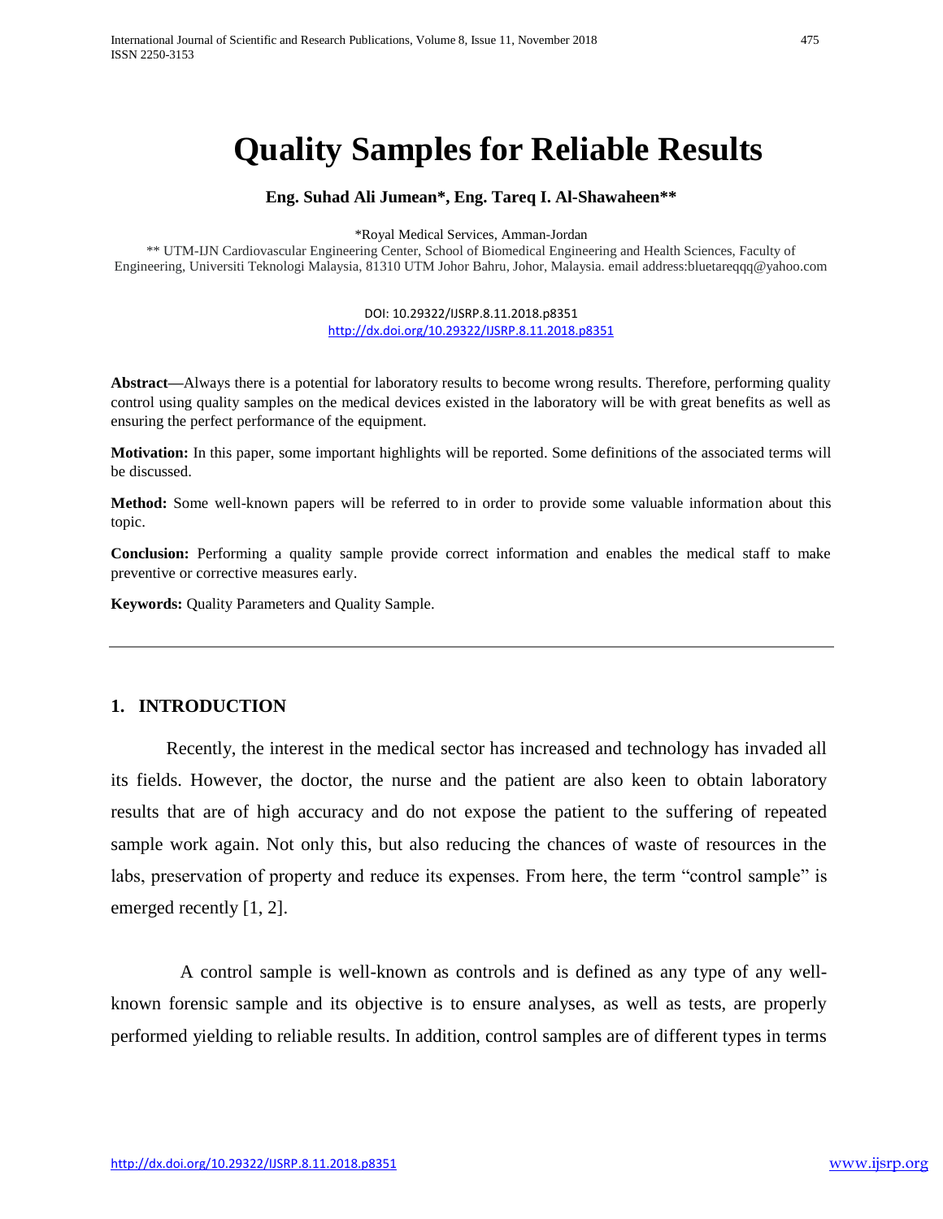# Quality Samples for Reliable Results

**Eng. Suhad Ali Jumean*, Eng. Tareq I. Al-Shawaheen****

*Royal Medical Services, Amman-Jordan

** UTM-IJN Cardiovascular Engineering Center, School of Biomedical Engineering and Health Sciences, Faculty of Engineering, Universiti Teknologi Malaysia, 81310 UTM Johor Bahru, Johor, Malaysia. email address:bluetareqqq@yahoo.com

DOI: 10.29322/IJSRP.8.11.2018.p8351
http://dx.doi.org/10.29322/IJSRP.8.11.2018.p8351

**Abstract—**Always there is a potential for laboratory results to become wrong results. Therefore, performing quality control using quality samples on the medical devices existed in the laboratory will be with great benefits as well as ensuring the perfect performance of the equipment.

**Motivation:** In this paper, some important highlights will be reported. Some definitions of the associated terms will be discussed.

**Method:** Some well-known papers will be referred to in order to provide some valuable information about this topic.

**Conclusion:** Performing a quality sample provide correct information and enables the medical staff to make preventive or corrective measures early.

**Keywords:** Quality Parameters and Quality Sample.

---

## 1. INTRODUCTION

Recently, the interest in the medical sector has increased and technology has invaded all its fields. However, the doctor, the nurse and the patient are also keen to obtain laboratory results that are of high accuracy and do not expose the patient to the suffering of repeated sample work again. Not only this, but also reducing the chances of waste of resources in the labs, preservation of property and reduce its expenses. From here, the term "control sample" is emerged recently [1, 2].

A control sample is well-known as controls and is defined as any type of any well-known forensic sample and its objective is to ensure analyses, as well as tests, are properly performed yielding to reliable results. In addition, control samples are of different types in terms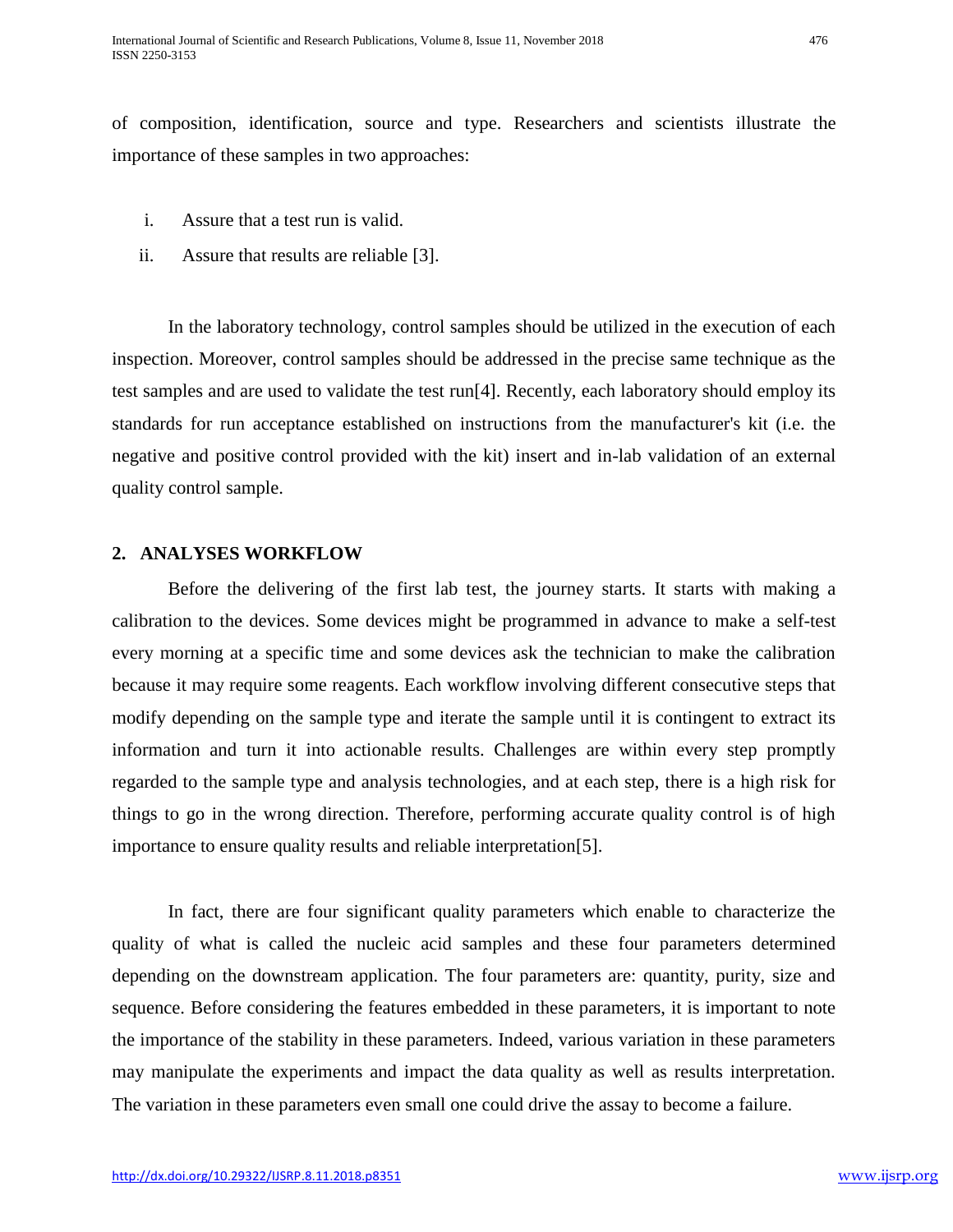of composition, identification, source and type. Researchers and scientists illustrate the importance of these samples in two approaches:

i. Assure that a test run is valid.
ii. Assure that results are reliable [3].

In the laboratory technology, control samples should be utilized in the execution of each inspection. Moreover, control samples should be addressed in the precise same technique as the test samples and are used to validate the test run[4]. Recently, each laboratory should employ its standards for run acceptance established on instructions from the manufacturer's kit (i.e. the negative and positive control provided with the kit) insert and in-lab validation of an external quality control sample.

## 2. ANALYSES WORKFLOW

Before the delivering of the first lab test, the journey starts. It starts with making a calibration to the devices. Some devices might be programmed in advance to make a self-test every morning at a specific time and some devices ask the technician to make the calibration because it may require some reagents. Each workflow involving different consecutive steps that modify depending on the sample type and iterate the sample until it is contingent to extract its information and turn it into actionable results. Challenges are within every step promptly regarded to the sample type and analysis technologies, and at each step, there is a high risk for things to go in the wrong direction. Therefore, performing accurate quality control is of high importance to ensure quality results and reliable interpretation[5].

In fact, there are four significant quality parameters which enable to characterize the quality of what is called the nucleic acid samples and these four parameters determined depending on the downstream application. The four parameters are: quantity, purity, size and sequence. Before considering the features embedded in these parameters, it is important to note the importance of the stability in these parameters. Indeed, various variation in these parameters may manipulate the experiments and impact the data quality as well as results interpretation. The variation in these parameters even small one could drive the assay to become a failure.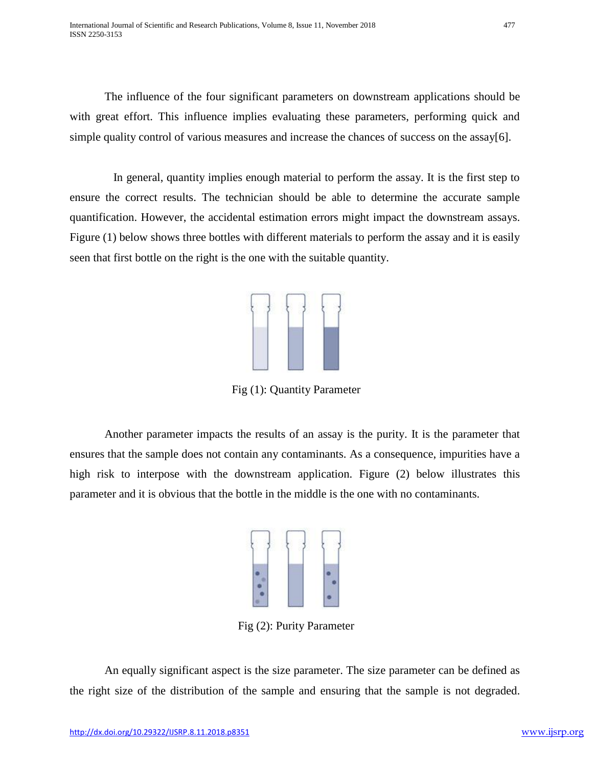The influence of the four significant parameters on downstream applications should be with great effort. This influence implies evaluating these parameters, performing quick and simple quality control of various measures and increase the chances of success on the assay[6].

In general, quantity implies enough material to perform the assay. It is the first step to ensure the correct results. The technician should be able to determine the accurate sample quantification. However, the accidental estimation errors might impact the downstream assays. Figure (1) below shows three bottles with different materials to perform the assay and it is easily seen that first bottle on the right is the one with the suitable quantity.

Fig (1): Quantity Parameter

Another parameter impacts the results of an assay is the purity. It is the parameter that ensures that the sample does not contain any contaminants. As a consequence, impurities have a high risk to interpose with the downstream application. Figure (2) below illustrates this parameter and it is obvious that the bottle in the middle is the one with no contaminants.

Fig (2): Purity Parameter

An equally significant aspect is the size parameter. The size parameter can be defined as the right size of the distribution of the sample and ensuring that the sample is not degraded.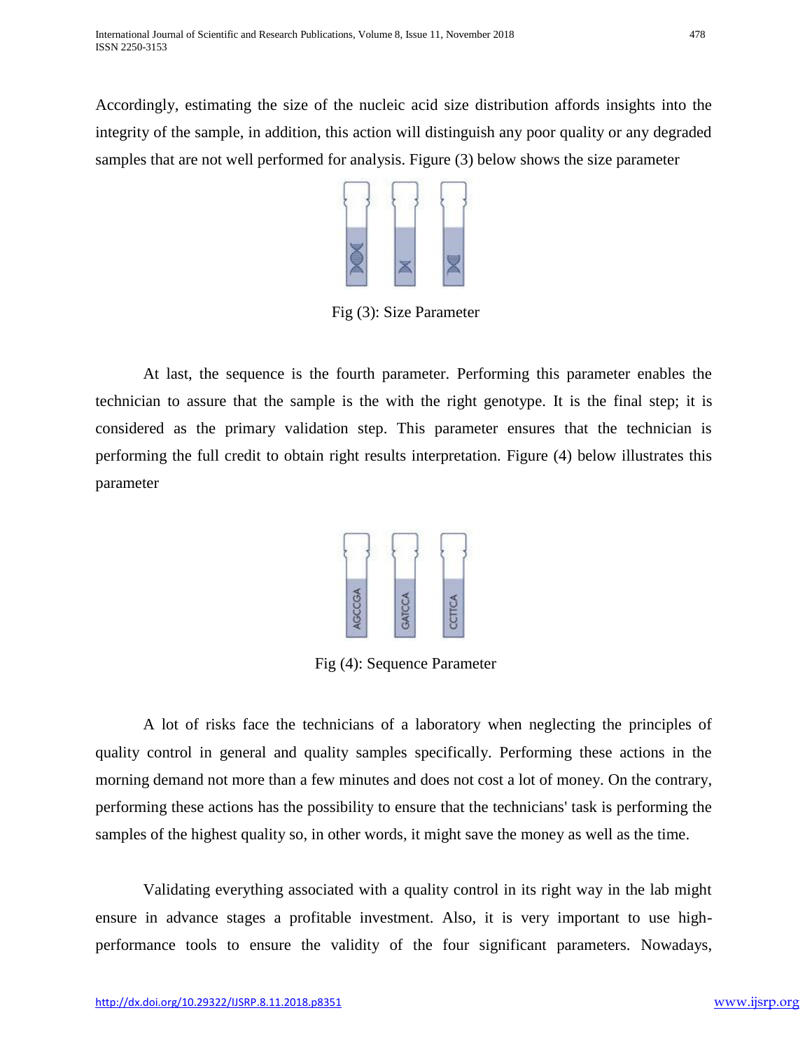Accordingly, estimating the size of the nucleic acid size distribution affords insights into the integrity of the sample, in addition, this action will distinguish any poor quality or any degraded samples that are not well performed for analysis. Figure (3) below shows the size parameter

Fig (3): Size Parameter

At last, the sequence is the fourth parameter. Performing this parameter enables the technician to assure that the sample is the with the right genotype. It is the final step; it is considered as the primary validation step. This parameter ensures that the technician is performing the full credit to obtain right results interpretation. Figure (4) below illustrates this parameter

Fig (4): Sequence Parameter

A lot of risks face the technicians of a laboratory when neglecting the principles of quality control in general and quality samples specifically. Performing these actions in the morning demand not more than a few minutes and does not cost a lot of money. On the contrary, performing these actions has the possibility to ensure that the technicians' task is performing the samples of the highest quality so, in other words, it might save the money as well as the time.

Validating everything associated with a quality control in its right way in the lab might ensure in advance stages a profitable investment. Also, it is very important to use high-performance tools to ensure the validity of the four significant parameters. Nowadays,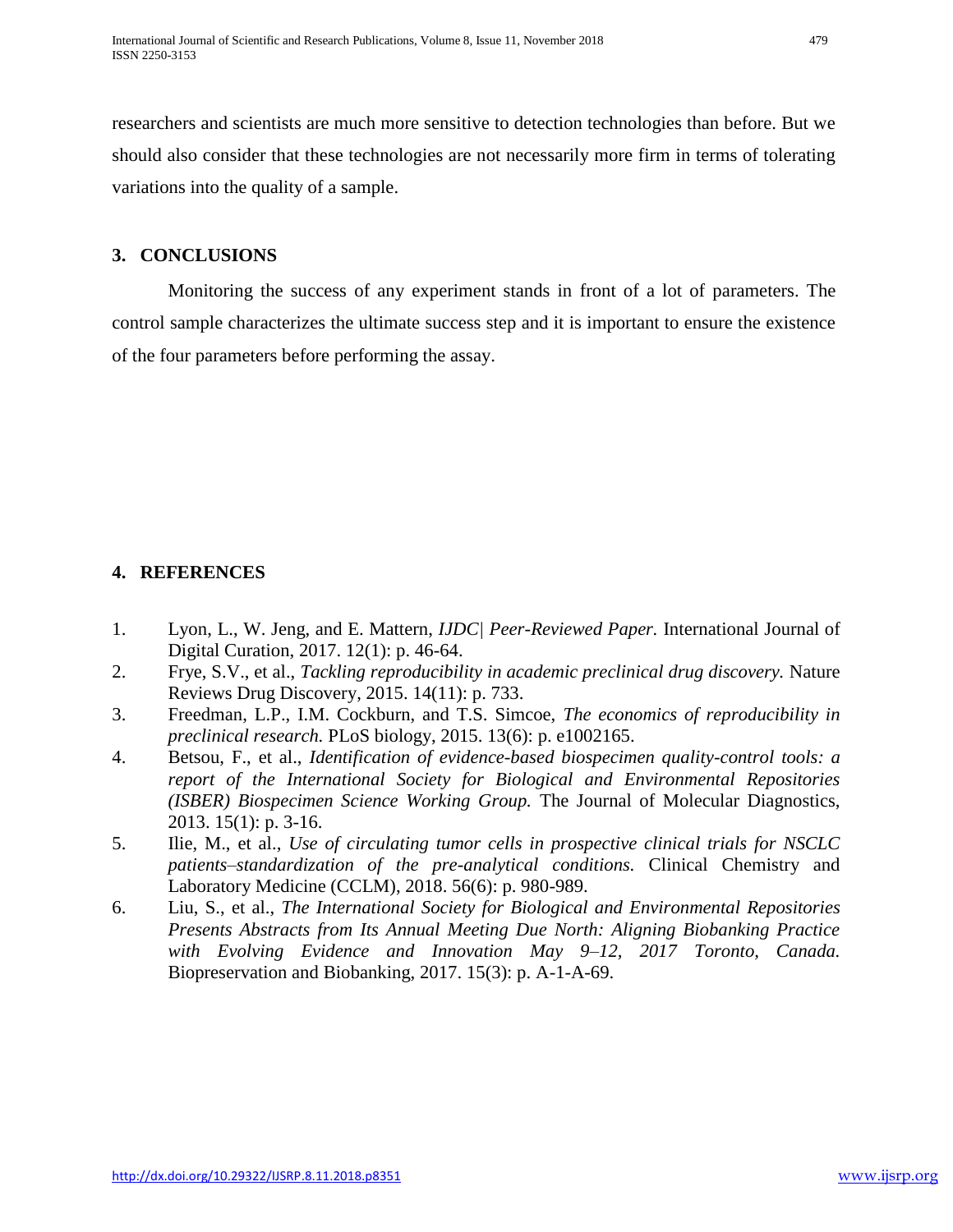researchers and scientists are much more sensitive to detection technologies than before. But we should also consider that these technologies are not necessarily more firm in terms of tolerating variations into the quality of a sample.

## 3. CONCLUSIONS

Monitoring the success of any experiment stands in front of a lot of parameters. The control sample characterizes the ultimate success step and it is important to ensure the existence of the four parameters before performing the assay.

## 4. REFERENCES

1. Lyon, L., W. Jeng, and E. Mattern, *IJDC| Peer-Reviewed Paper.* International Journal of Digital Curation, 2017. 12(1): p. 46-64.
2. Frye, S.V., et al., *Tackling reproducibility in academic preclinical drug discovery.* Nature Reviews Drug Discovery, 2015. 14(11): p. 733.
3. Freedman, L.P., I.M. Cockburn, and T.S. Simcoe, *The economics of reproducibility in preclinical research.* PLoS biology, 2015. 13(6): p. e1002165.
4. Betsou, F., et al., *Identification of evidence-based biospecimen quality-control tools: a report of the International Society for Biological and Environmental Repositories (ISBER) Biospecimen Science Working Group.* The Journal of Molecular Diagnostics, 2013. 15(1): p. 3-16.
5. Ilie, M., et al., *Use of circulating tumor cells in prospective clinical trials for NSCLC patients–standardization of the pre-analytical conditions.* Clinical Chemistry and Laboratory Medicine (CCLM), 2018. 56(6): p. 980-989.
6. Liu, S., et al., *The International Society for Biological and Environmental Repositories Presents Abstracts from Its Annual Meeting Due North: Aligning Biobanking Practice with Evolving Evidence and Innovation May 9–12, 2017 Toronto, Canada.* Biopreservation and Biobanking, 2017. 15(3): p. A-1-A-69.